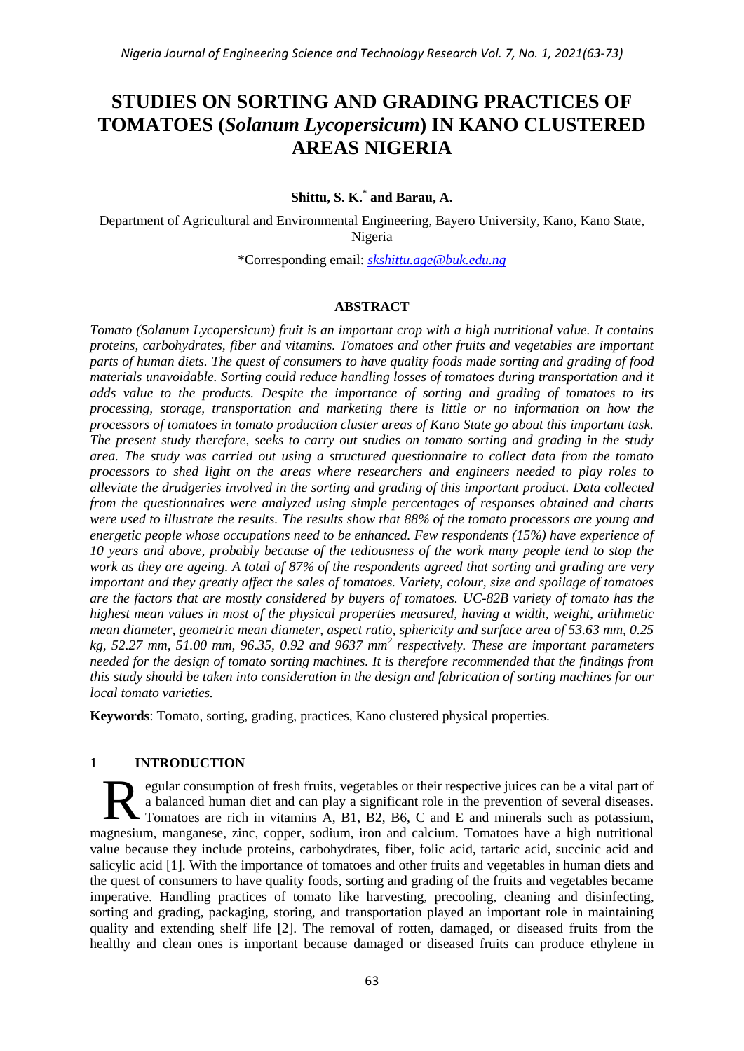# STUDIES ON SORTING AND GRADING PRACTICES OF TOMATOES (*Solanum Lycopersicum*) IN KANO CLUSTERED AREAS NIGERIA

**Shittu, S. K.*** **and Barau, A.**

Department of Agricultural and Environmental Engineering, Bayero University, Kano, Kano State, Nigeria

*Corresponding email: skshittu.age@buk.edu.ng

## ABSTRACT

*Tomato (Solanum Lycopersicum) fruit is an important crop with a high nutritional value. It contains proteins, carbohydrates, fiber and vitamins. Tomatoes and other fruits and vegetables are important parts of human diets. The quest of consumers to have quality foods made sorting and grading of food materials unavoidable. Sorting could reduce handling losses of tomatoes during transportation and it adds value to the products. Despite the importance of sorting and grading of tomatoes to its processing, storage, transportation and marketing there is little or no information on how the processors of tomatoes in tomato production cluster areas of Kano State go about this important task. The present study therefore, seeks to carry out studies on tomato sorting and grading in the study area. The study was carried out using a structured questionnaire to collect data from the tomato processors to shed light on the areas where researchers and engineers needed to play roles to alleviate the drudgeries involved in the sorting and grading of this important product. Data collected from the questionnaires were analyzed using simple percentages of responses obtained and charts were used to illustrate the results. The results show that 88% of the tomato processors are young and energetic people whose occupations need to be enhanced. Few respondents (15%) have experience of 10 years and above, probably because of the tediousness of the work many people tend to stop the work as they are ageing. A total of 87% of the respondents agreed that sorting and grading are very important and they greatly affect the sales of tomatoes. Variety, colour, size and spoilage of tomatoes are the factors that are mostly considered by buyers of tomatoes. UC-82B variety of tomato has the highest mean values in most of the physical properties measured, having a width, weight, arithmetic mean diameter, geometric mean diameter, aspect ratio, sphericity and surface area of 53.63 mm, 0.25 kg, 52.27 mm, 51.00 mm, 96.35, 0.92 and 9637 mm$^2$ respectively. These are important parameters needed for the design of tomato sorting machines. It is therefore recommended that the findings from this study should be taken into consideration in the design and fabrication of sorting machines for our local tomato varieties.*

**Keywords**: Tomato, sorting, grading, practices, Kano clustered physical properties.

## 1 INTRODUCTION

Regular consumption of fresh fruits, vegetables or their respective juices can be a vital part of a balanced human diet and can play a significant role in the prevention of several diseases. Tomatoes are rich in vitamins A, B1, B2, B6, C and E and minerals such as potassium, magnesium, manganese, zinc, copper, sodium, iron and calcium. Tomatoes have a high nutritional value because they include proteins, carbohydrates, fiber, folic acid, tartaric acid, succinic acid and salicylic acid [1]. With the importance of tomatoes and other fruits and vegetables in human diets and the quest of consumers to have quality foods, sorting and grading of the fruits and vegetables became imperative. Handling practices of tomato like harvesting, precooling, cleaning and disinfecting, sorting and grading, packaging, storing, and transportation played an important role in maintaining quality and extending shelf life [2]. The removal of rotten, damaged, or diseased fruits from the healthy and clean ones is important because damaged or diseased fruits can produce ethylene in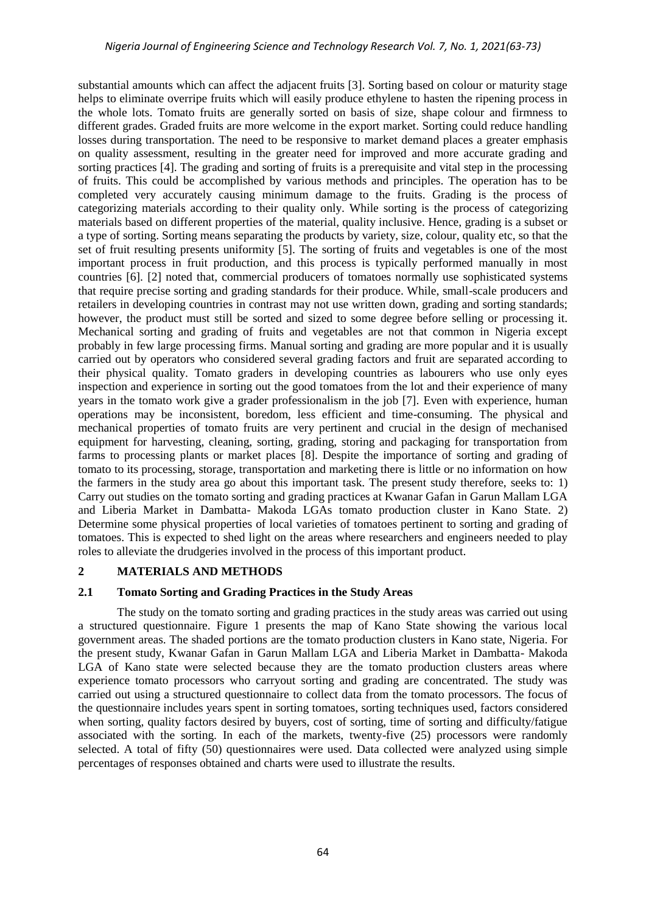substantial amounts which can affect the adjacent fruits [3]. Sorting based on colour or maturity stage helps to eliminate overripe fruits which will easily produce ethylene to hasten the ripening process in the whole lots. Tomato fruits are generally sorted on basis of size, shape colour and firmness to different grades. Graded fruits are more welcome in the export market. Sorting could reduce handling losses during transportation. The need to be responsive to market demand places a greater emphasis on quality assessment, resulting in the greater need for improved and more accurate grading and sorting practices [4]. The grading and sorting of fruits is a prerequisite and vital step in the processing of fruits. This could be accomplished by various methods and principles. The operation has to be completed very accurately causing minimum damage to the fruits. Grading is the process of categorizing materials according to their quality only. While sorting is the process of categorizing materials based on different properties of the material, quality inclusive. Hence, grading is a subset or a type of sorting. Sorting means separating the products by variety, size, colour, quality etc, so that the set of fruit resulting presents uniformity [5]. The sorting of fruits and vegetables is one of the most important process in fruit production, and this process is typically performed manually in most countries [6]. [2] noted that, commercial producers of tomatoes normally use sophisticated systems that require precise sorting and grading standards for their produce. While, small-scale producers and retailers in developing countries in contrast may not use written down, grading and sorting standards; however, the product must still be sorted and sized to some degree before selling or processing it. Mechanical sorting and grading of fruits and vegetables are not that common in Nigeria except probably in few large processing firms. Manual sorting and grading are more popular and it is usually carried out by operators who considered several grading factors and fruit are separated according to their physical quality. Tomato graders in developing countries as labourers who use only eyes inspection and experience in sorting out the good tomatoes from the lot and their experience of many years in the tomato work give a grader professionalism in the job [7]. Even with experience, human operations may be inconsistent, boredom, less efficient and time-consuming. The physical and mechanical properties of tomato fruits are very pertinent and crucial in the design of mechanised equipment for harvesting, cleaning, sorting, grading, storing and packaging for transportation from farms to processing plants or market places [8]. Despite the importance of sorting and grading of tomato to its processing, storage, transportation and marketing there is little or no information on how the farmers in the study area go about this important task. The present study therefore, seeks to: 1) Carry out studies on the tomato sorting and grading practices at Kwanar Gafan in Garun Mallam LGA and Liberia Market in Dambatta- Makoda LGAs tomato production cluster in Kano State. 2) Determine some physical properties of local varieties of tomatoes pertinent to sorting and grading of tomatoes. This is expected to shed light on the areas where researchers and engineers needed to play roles to alleviate the drudgeries involved in the process of this important product.

## 2 MATERIALS AND METHODS

### 2.1 Tomato Sorting and Grading Practices in the Study Areas

The study on the tomato sorting and grading practices in the study areas was carried out using a structured questionnaire. Figure 1 presents the map of Kano State showing the various local government areas. The shaded portions are the tomato production clusters in Kano state, Nigeria. For the present study, Kwanar Gafan in Garun Mallam LGA and Liberia Market in Dambatta- Makoda LGA of Kano state were selected because they are the tomato production clusters areas where experience tomato processors who carryout sorting and grading are concentrated. The study was carried out using a structured questionnaire to collect data from the tomato processors. The focus of the questionnaire includes years spent in sorting tomatoes, sorting techniques used, factors considered when sorting, quality factors desired by buyers, cost of sorting, time of sorting and difficulty/fatigue associated with the sorting. In each of the markets, twenty-five (25) processors were randomly selected. A total of fifty (50) questionnaires were used. Data collected were analyzed using simple percentages of responses obtained and charts were used to illustrate the results.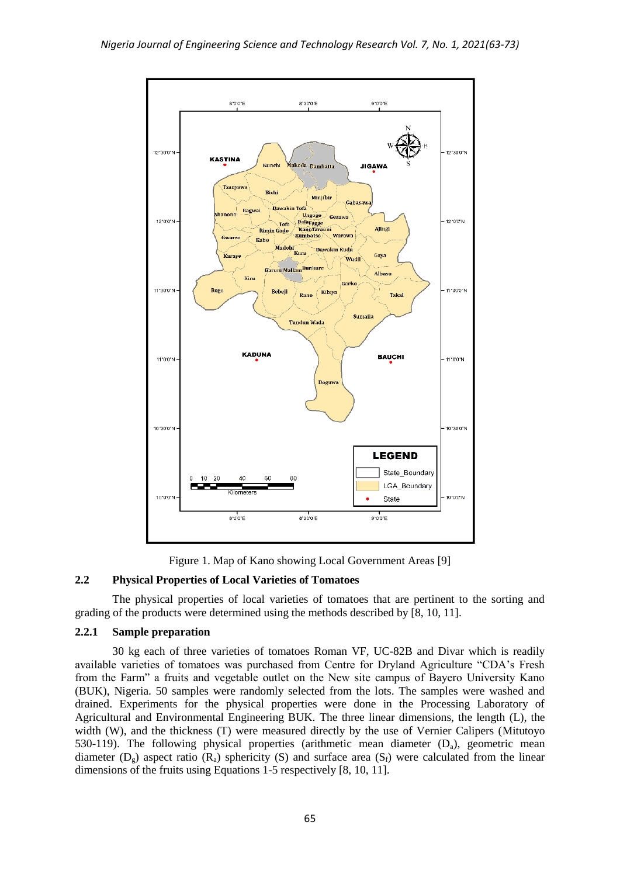Figure 1. Map of Kano showing Local Government Areas [9]

### 2.2 Physical Properties of Local Varieties of Tomatoes

The physical properties of local varieties of tomatoes that are pertinent to the sorting and grading of the products were determined using the methods described by [8, 10, 11].

#### 2.2.1 Sample preparation

30 kg each of three varieties of tomatoes Roman VF, UC-82B and Divar which is readily available varieties of tomatoes was purchased from Centre for Dryland Agriculture "CDA's Fresh from the Farm" a fruits and vegetable outlet on the New site campus of Bayero University Kano (BUK), Nigeria. 50 samples were randomly selected from the lots. The samples were washed and drained. Experiments for the physical properties were done in the Processing Laboratory of Agricultural and Environmental Engineering BUK. The three linear dimensions, the length (L), the width (W), and the thickness (T) were measured directly by the use of Vernier Calipers (Mitutoyo 530-119). The following physical properties (arithmetic mean diameter ($D_a$), geometric mean diameter ($D_g$) aspect ratio ($R_a$) sphericity (S) and surface area ($S_f$) were calculated from the linear dimensions of the fruits using Equations 1-5 respectively [8, 10, 11].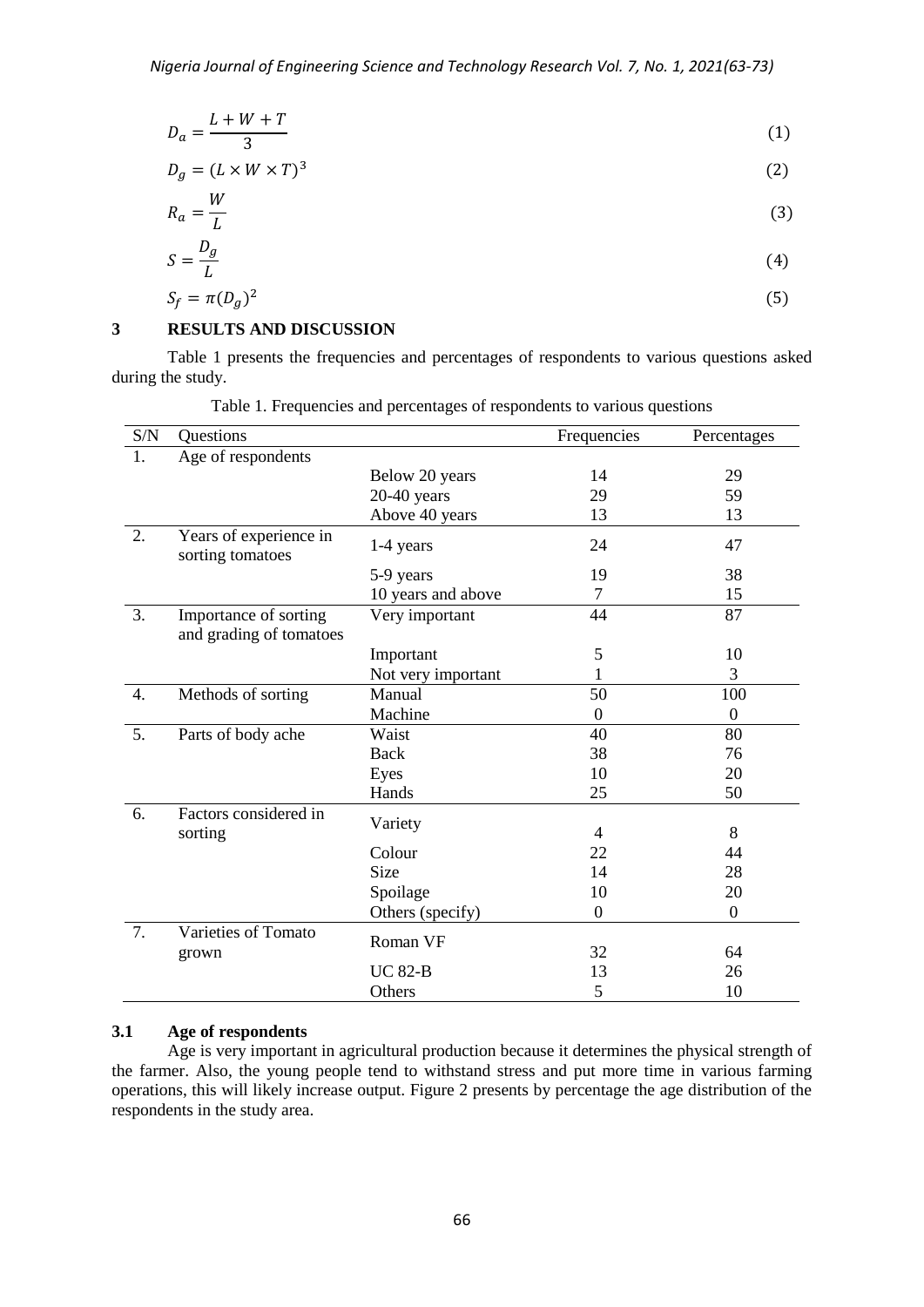$$D_a = \frac{L + W + T}{3} \quad (1)$$

$$D_g = (L \times W \times T)^3 \quad (2)$$

$$R_a = \frac{W}{L} \quad (3)$$

$$S = \frac{D_g}{L} \quad (4)$$

$$S_f = \pi(D_g)^2 \quad (5)$$

## 3 RESULTS AND DISCUSSION

Table 1 presents the frequencies and percentages of respondents to various questions asked during the study.

Table 1. Frequencies and percentages of respondents to various questions

| S/N | Questions | | Frequencies | Percentages |
|---|---|---|---|---|
| 1. | Age of respondents | | | |
| | | Below 20 years | 14 | 29 |
| | | 20-40 years | 29 | 59 |
| | | Above 40 years | 13 | 13 |
| 2. | Years of experience in sorting tomatoes | 1-4 years | 24 | 47 |
| | | 5-9 years | 19 | 38 |
| | | 10 years and above | 7 | 15 |
| 3. | Importance of sorting and grading of tomatoes | Very important | 44 | 87 |
| | | Important | 5 | 10 |
| | | Not very important | 1 | 3 |
| 4. | Methods of sorting | Manual | 50 | 100 |
| | | Machine | 0 | 0 |
| 5. | Parts of body ache | Waist | 40 | 80 |
| | | Back | 38 | 76 |
| | | Eyes | 10 | 20 |
| | | Hands | 25 | 50 |
| 6. | Factors considered in sorting | Variety | 4 | 8 |
| | | Colour | 22 | 44 |
| | | Size | 14 | 28 |
| | | Spoilage | 10 | 20 |
| | | Others (specify) | 0 | 0 |
| 7. | Varieties of Tomato grown | Roman VF | 32 | 64 |
| | | UC 82-B | 13 | 26 |
| | | Others | 5 | 10 |

### 3.1 Age of respondents

Age is very important in agricultural production because it determines the physical strength of the farmer. Also, the young people tend to withstand stress and put more time in various farming operations, this will likely increase output. Figure 2 presents by percentage the age distribution of the respondents in the study area.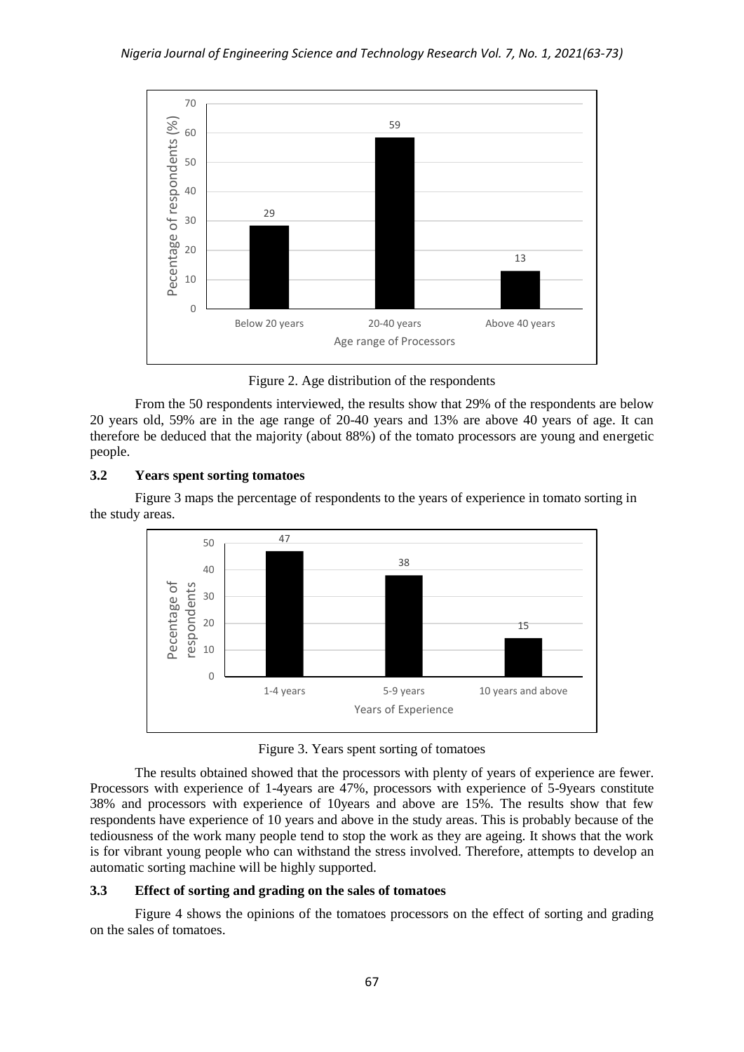Figure 2. Age distribution of the respondents

From the 50 respondents interviewed, the results show that 29% of the respondents are below 20 years old, 59% are in the age range of 20-40 years and 13% are above 40 years of age. It can therefore be deduced that the majority (about 88%) of the tomato processors are young and energetic people.

### 3.2 Years spent sorting tomatoes

Figure 3 maps the percentage of respondents to the years of experience in tomato sorting in the study areas.

Figure 3. Years spent sorting of tomatoes

The results obtained showed that the processors with plenty of years of experience are fewer. Processors with experience of 1-4years are 47%, processors with experience of 5-9years constitute 38% and processors with experience of 10years and above are 15%. The results show that few respondents have experience of 10 years and above in the study areas. This is probably because of the tediousness of the work many people tend to stop the work as they are ageing. It shows that the work is for vibrant young people who can withstand the stress involved. Therefore, attempts to develop an automatic sorting machine will be highly supported.

### 3.3 Effect of sorting and grading on the sales of tomatoes

Figure 4 shows the opinions of the tomatoes processors on the effect of sorting and grading on the sales of tomatoes.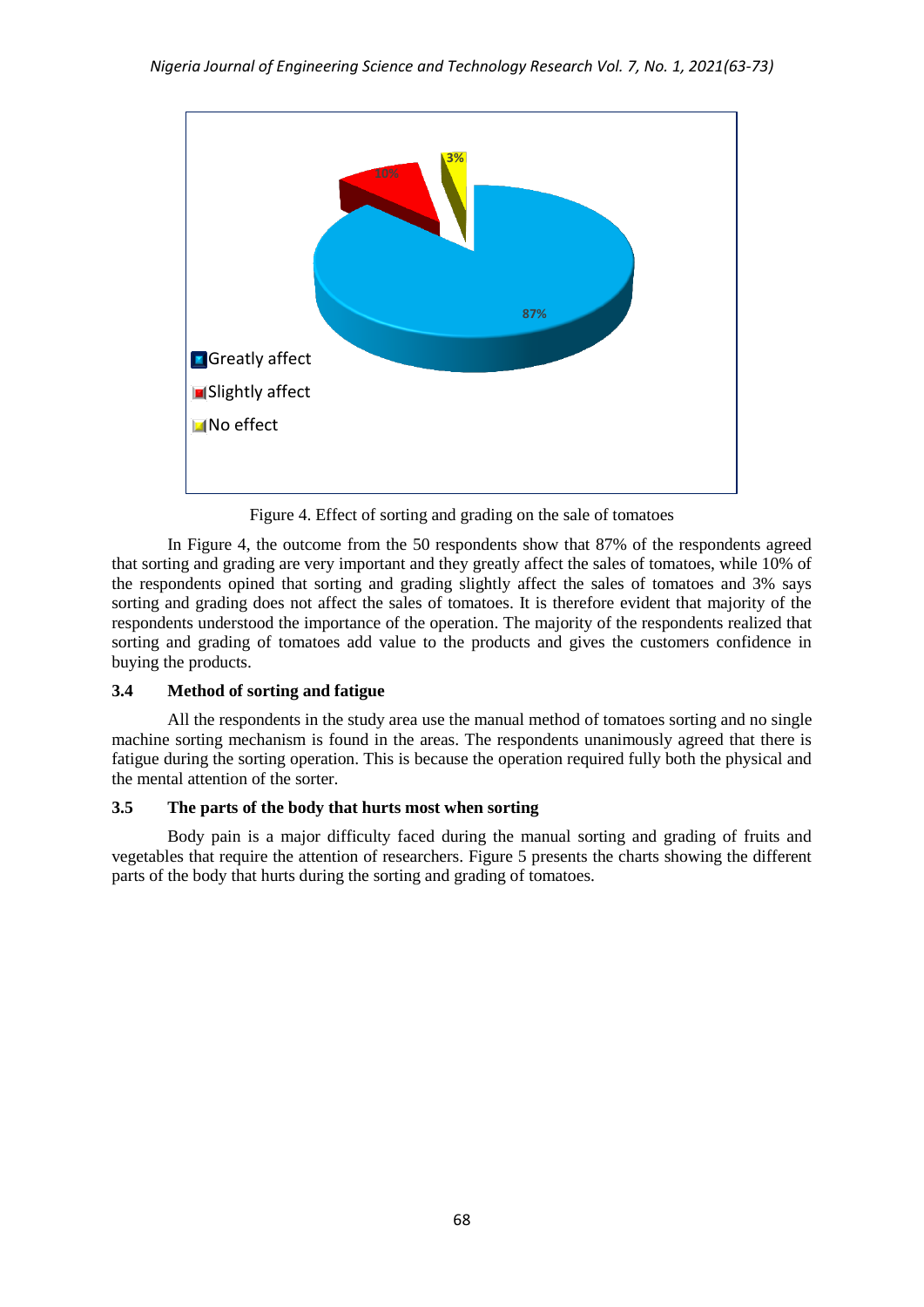Figure 4. Effect of sorting and grading on the sale of tomatoes

In Figure 4, the outcome from the 50 respondents show that 87% of the respondents agreed that sorting and grading are very important and they greatly affect the sales of tomatoes, while 10% of the respondents opined that sorting and grading slightly affect the sales of tomatoes and 3% says sorting and grading does not affect the sales of tomatoes. It is therefore evident that majority of the respondents understood the importance of the operation. The majority of the respondents realized that sorting and grading of tomatoes add value to the products and gives the customers confidence in buying the products.

### 3.4 Method of sorting and fatigue

All the respondents in the study area use the manual method of tomatoes sorting and no single machine sorting mechanism is found in the areas. The respondents unanimously agreed that there is fatigue during the sorting operation. This is because the operation required fully both the physical and the mental attention of the sorter.

### 3.5 The parts of the body that hurts most when sorting

Body pain is a major difficulty faced during the manual sorting and grading of fruits and vegetables that require the attention of researchers. Figure 5 presents the charts showing the different parts of the body that hurts during the sorting and grading of tomatoes.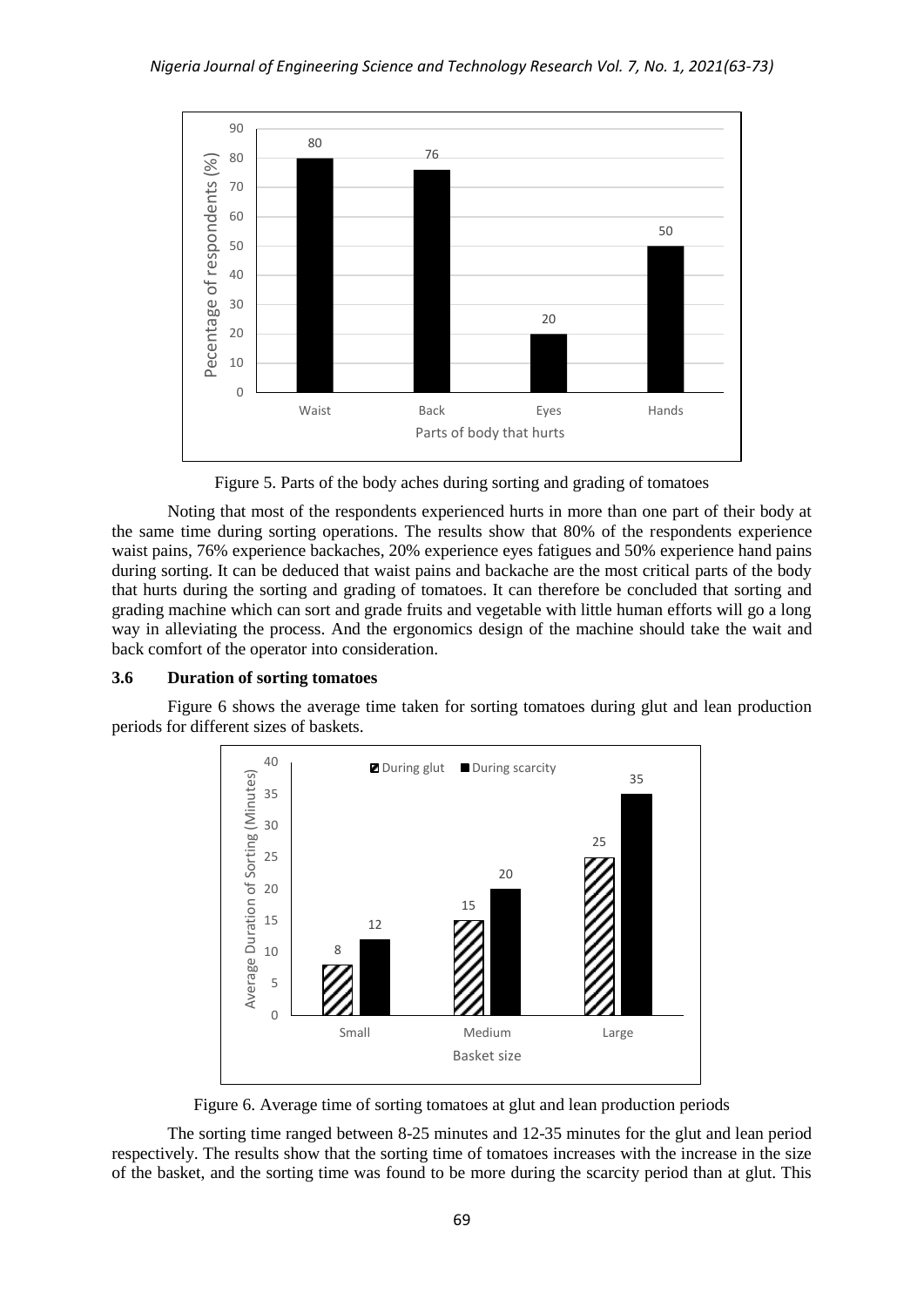Figure 5. Parts of the body aches during sorting and grading of tomatoes

Noting that most of the respondents experienced hurts in more than one part of their body at the same time during sorting operations. The results show that 80% of the respondents experience waist pains, 76% experience backaches, 20% experience eyes fatigues and 50% experience hand pains during sorting. It can be deduced that waist pains and backache are the most critical parts of the body that hurts during the sorting and grading of tomatoes. It can therefore be concluded that sorting and grading machine which can sort and grade fruits and vegetable with little human efforts will go a long way in alleviating the process. And the ergonomics design of the machine should take the wait and back comfort of the operator into consideration.

### 3.6 Duration of sorting tomatoes

Figure 6 shows the average time taken for sorting tomatoes during glut and lean production periods for different sizes of baskets.

Figure 6. Average time of sorting tomatoes at glut and lean production periods

The sorting time ranged between 8-25 minutes and 12-35 minutes for the glut and lean period respectively. The results show that the sorting time of tomatoes increases with the increase in the size of the basket, and the sorting time was found to be more during the scarcity period than at glut. This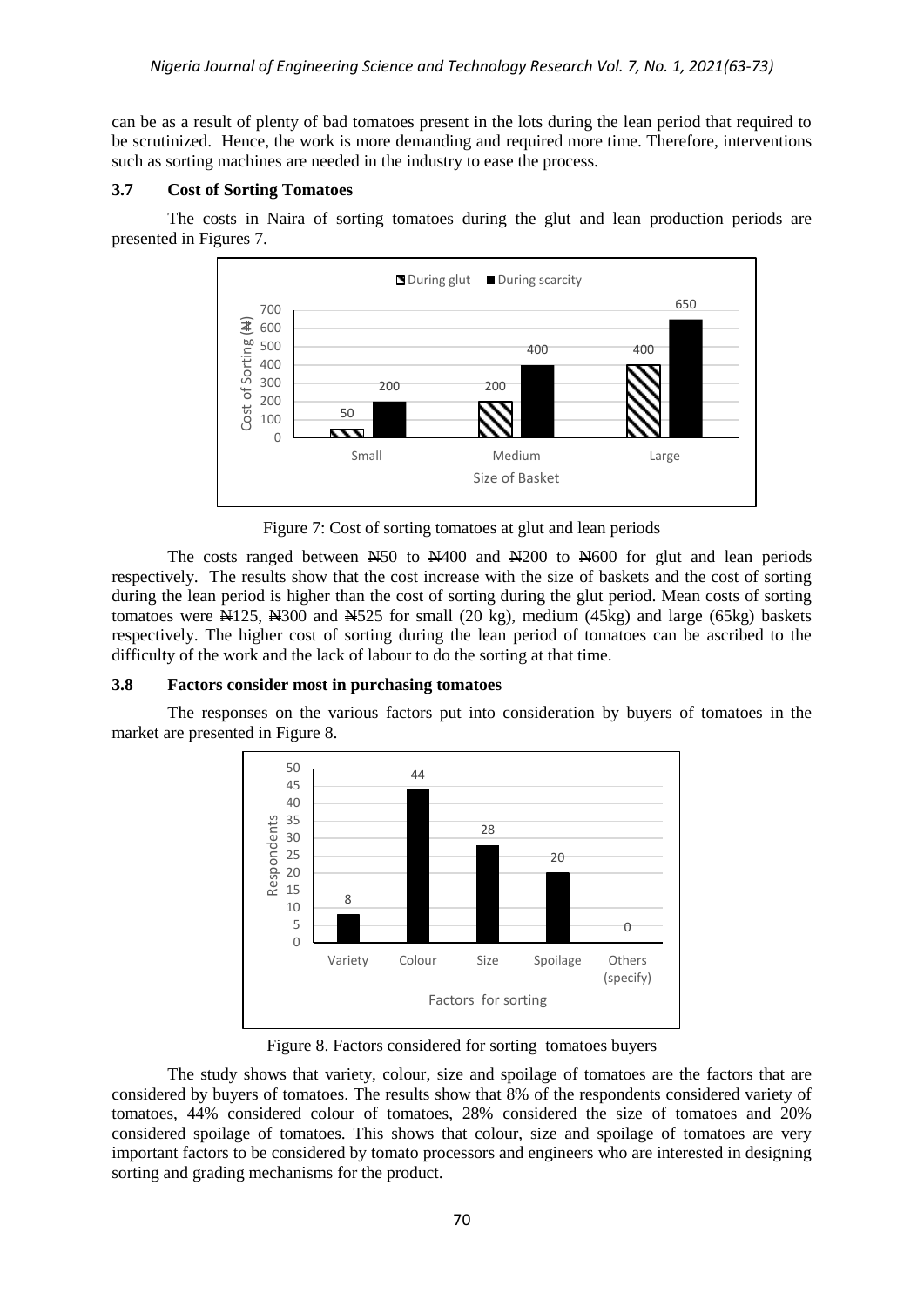can be as a result of plenty of bad tomatoes present in the lots during the lean period that required to be scrutinized. Hence, the work is more demanding and required more time. Therefore, interventions such as sorting machines are needed in the industry to ease the process.

### 3.7 Cost of Sorting Tomatoes

The costs in Naira of sorting tomatoes during the glut and lean production periods are presented in Figures 7.

Figure 7: Cost of sorting tomatoes at glut and lean periods

The costs ranged between ₦50 to ₦400 and ₦200 to ₦600 for glut and lean periods respectively. The results show that the cost increase with the size of baskets and the cost of sorting during the lean period is higher than the cost of sorting during the glut period. Mean costs of sorting tomatoes were ₦125, ₦300 and ₦525 for small (20 kg), medium (45kg) and large (65kg) baskets respectively. The higher cost of sorting during the lean period of tomatoes can be ascribed to the difficulty of the work and the lack of labour to do the sorting at that time.

### 3.8 Factors consider most in purchasing tomatoes

The responses on the various factors put into consideration by buyers of tomatoes in the market are presented in Figure 8.

Figure 8. Factors considered for sorting tomatoes buyers

The study shows that variety, colour, size and spoilage of tomatoes are the factors that are considered by buyers of tomatoes. The results show that 8% of the respondents considered variety of tomatoes, 44% considered colour of tomatoes, 28% considered the size of tomatoes and 20% considered spoilage of tomatoes. This shows that colour, size and spoilage of tomatoes are very important factors to be considered by tomato processors and engineers who are interested in designing sorting and grading mechanisms for the product.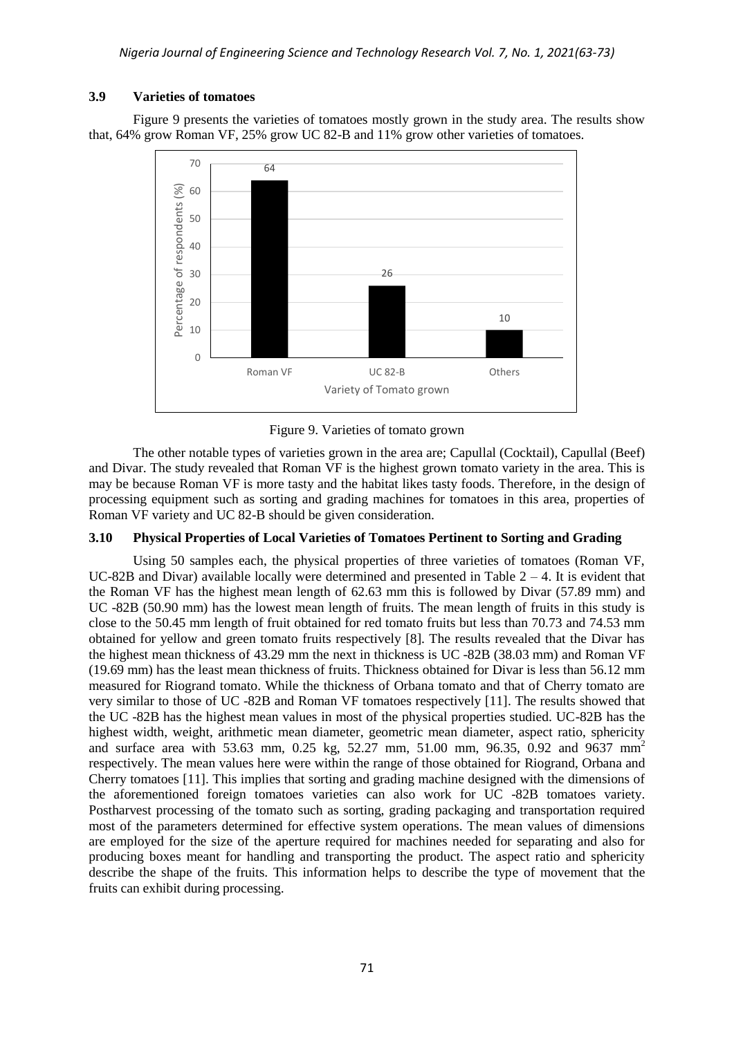### 3.9 Varieties of tomatoes

Figure 9 presents the varieties of tomatoes mostly grown in the study area. The results show that, 64% grow Roman VF, 25% grow UC 82-B and 11% grow other varieties of tomatoes.

| Variety of Tomato grown | Percentage of respondents (%) |
|---|---|
| Roman VF | 64 |
| UC 82-B | 26 |
| Others | 10 |

Figure 9. Varieties of tomato grown

The other notable types of varieties grown in the area are; Capullal (Cocktail), Capullal (Beef) and Divar. The study revealed that Roman VF is the highest grown tomato variety in the area. This is may be because Roman VF is more tasty and the habitat likes tasty foods. Therefore, in the design of processing equipment such as sorting and grading machines for tomatoes in this area, properties of Roman VF variety and UC 82-B should be given consideration.

### 3.10 Physical Properties of Local Varieties of Tomatoes Pertinent to Sorting and Grading

Using 50 samples each, the physical properties of three varieties of tomatoes (Roman VF, UC-82B and Divar) available locally were determined and presented in Table 2 – 4. It is evident that the Roman VF has the highest mean length of 62.63 mm this is followed by Divar (57.89 mm) and UC -82B (50.90 mm) has the lowest mean length of fruits. The mean length of fruits in this study is close to the 50.45 mm length of fruit obtained for red tomato fruits but less than 70.73 and 74.53 mm obtained for yellow and green tomato fruits respectively [8]. The results revealed that the Divar has the highest mean thickness of 43.29 mm the next in thickness is UC -82B (38.03 mm) and Roman VF (19.69 mm) has the least mean thickness of fruits. Thickness obtained for Divar is less than 56.12 mm measured for Riogrand tomato. While the thickness of Orbana tomato and that of Cherry tomato are very similar to those of UC -82B and Roman VF tomatoes respectively [11]. The results showed that the UC -82B has the highest mean values in most of the physical properties studied. UC-82B has the highest width, weight, arithmetic mean diameter, geometric mean diameter, aspect ratio, sphericity and surface area with 53.63 mm, 0.25 kg, 52.27 mm, 51.00 mm, 96.35, 0.92 and 9637 mm$^2$ respectively. The mean values here were within the range of those obtained for Riogrand, Orbana and Cherry tomatoes [11]. This implies that sorting and grading machine designed with the dimensions of the aforementioned foreign tomatoes varieties can also work for UC -82B tomatoes variety. Postharvest processing of the tomato such as sorting, grading packaging and transportation required most of the parameters determined for effective system operations. The mean values of dimensions are employed for the size of the aperture required for machines needed for separating and also for producing boxes meant for handling and transporting the product. The aspect ratio and sphericity describe the shape of the fruits. This information helps to describe the type of movement that the fruits can exhibit during processing.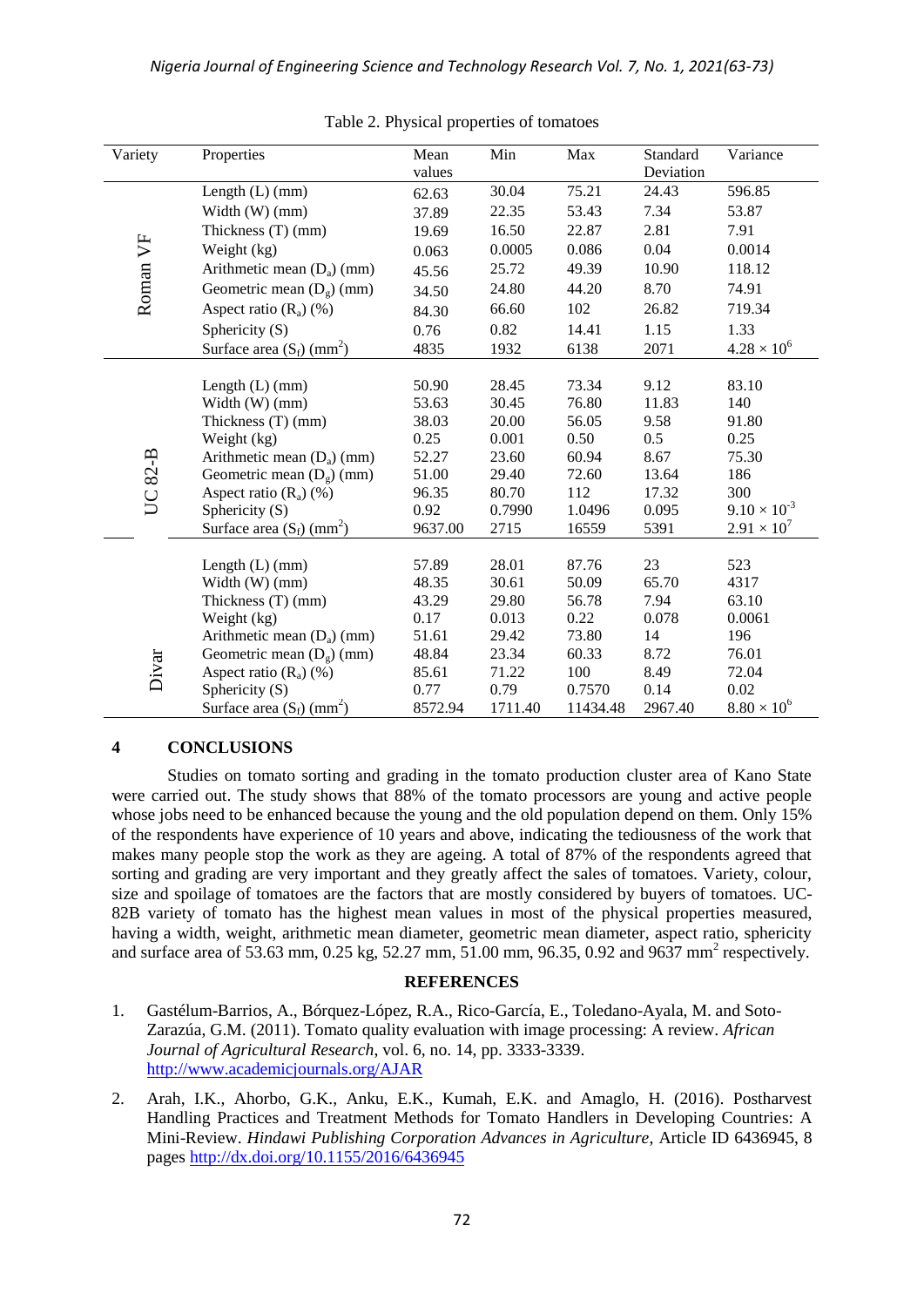Table 2. Physical properties of tomatoes

| Variety | Properties | Mean values | Min | Max | Standard Deviation | Variance |
|---|---|---|---|---|---|---|
| Roman VF | Length (L) (mm) | 62.63 | 30.04 | 75.21 | 24.43 | 596.85 |
| | Width (W) (mm) | 37.89 | 22.35 | 53.43 | 7.34 | 53.87 |
| | Thickness (T) (mm) | 19.69 | 16.50 | 22.87 | 2.81 | 7.91 |
| | Weight (kg) | 0.063 | 0.0005 | 0.086 | 0.04 | 0.0014 |
| | Arithmetic mean ($D_a$) (mm) | 45.56 | 25.72 | 49.39 | 10.90 | 118.12 |
| | Geometric mean ($D_g$) (mm) | 34.50 | 24.80 | 44.20 | 8.70 | 74.91 |
| | Aspect ratio ($R_a$) (%) | 84.30 | 66.60 | 102 | 26.82 | 719.34 |
| | Sphericity (S) | 0.76 | 0.82 | 14.41 | 1.15 | 1.33 |
| | Surface area ($S_f$) ($mm^2$) | 4835 | 1932 | 6138 | 2071 | $4.28 \times 10^6$ |
| UC 82-B | Length (L) (mm) | 50.90 | 28.45 | 73.34 | 9.12 | 83.10 |
| | Width (W) (mm) | 53.63 | 30.45 | 76.80 | 11.83 | 140 |
| | Thickness (T) (mm) | 38.03 | 20.00 | 56.05 | 9.58 | 91.80 |
| | Weight (kg) | 0.25 | 0.001 | 0.50 | 0.5 | 0.25 |
| | Arithmetic mean ($D_a$) (mm) | 52.27 | 23.60 | 60.94 | 8.67 | 75.30 |
| | Geometric mean ($D_g$) (mm) | 51.00 | 29.40 | 72.60 | 13.64 | 186 |
| | Aspect ratio ($R_a$) (%) | 96.35 | 80.70 | 112 | 17.32 | 300 |
| | Sphericity (S) | 0.92 | 0.7990 | 1.0496 | 0.095 | $9.10 \times 10^{-3}$ |
| | Surface area ($S_f$) ($mm^2$) | 9637.00 | 2715 | 16559 | 5391 | $2.91 \times 10^7$ |
| Divar | Length (L) (mm) | 57.89 | 28.01 | 87.76 | 23 | 523 |
| | Width (W) (mm) | 48.35 | 30.61 | 50.09 | 65.70 | 4317 |
| | Thickness (T) (mm) | 43.29 | 29.80 | 56.78 | 7.94 | 63.10 |
| | Weight (kg) | 0.17 | 0.013 | 0.22 | 0.078 | 0.0061 |
| | Arithmetic mean ($D_a$) (mm) | 51.61 | 29.42 | 73.80 | 14 | 196 |
| | Geometric mean ($D_g$) (mm) | 48.84 | 23.34 | 60.33 | 8.72 | 76.01 |
| | Aspect ratio ($R_a$) (%) | 85.61 | 71.22 | 100 | 8.49 | 72.04 |
| | Sphericity (S) | 0.77 | 0.79 | 0.7570 | 0.14 | 0.02 |
| | Surface area ($S_f$) ($mm^2$) | 8572.94 | 1711.40 | 11434.48 | 2967.40 | $8.80 \times 10^6$ |

## 4 CONCLUSIONS

Studies on tomato sorting and grading in the tomato production cluster area of Kano State were carried out. The study shows that 88% of the tomato processors are young and active people whose jobs need to be enhanced because the young and the old population depend on them. Only 15% of the respondents have experience of 10 years and above, indicating the tediousness of the work that makes many people stop the work as they are ageing. A total of 87% of the respondents agreed that sorting and grading are very important and they greatly affect the sales of tomatoes. Variety, colour, size and spoilage of tomatoes are the factors that are mostly considered by buyers of tomatoes. UC-82B variety of tomato has the highest mean values in most of the physical properties measured, having a width, weight, arithmetic mean diameter, geometric mean diameter, aspect ratio, sphericity and surface area of 53.63 mm, 0.25 kg, 52.27 mm, 51.00 mm, 96.35, 0.92 and 9637 $mm^2$ respectively.

## REFERENCES

1. Gastélum-Barrios, A., Bórquez-López, R.A., Rico-García, E., Toledano-Ayala, M. and Soto-Zarazúa, G.M. (2011). Tomato quality evaluation with image processing: A review. *African Journal of Agricultural Research*, vol. 6, no. 14, pp. 3333-3339. http://www.academicjournals.org/AJAR
2. Arah, I.K., Ahorbo, G.K., Anku, E.K., Kumah, E.K. and Amaglo, H. (2016). Postharvest Handling Practices and Treatment Methods for Tomato Handlers in Developing Countries: A Mini-Review. *Hindawi Publishing Corporation Advances in Agriculture*, Article ID 6436945, 8 pages http://dx.doi.org/10.1155/2016/6436945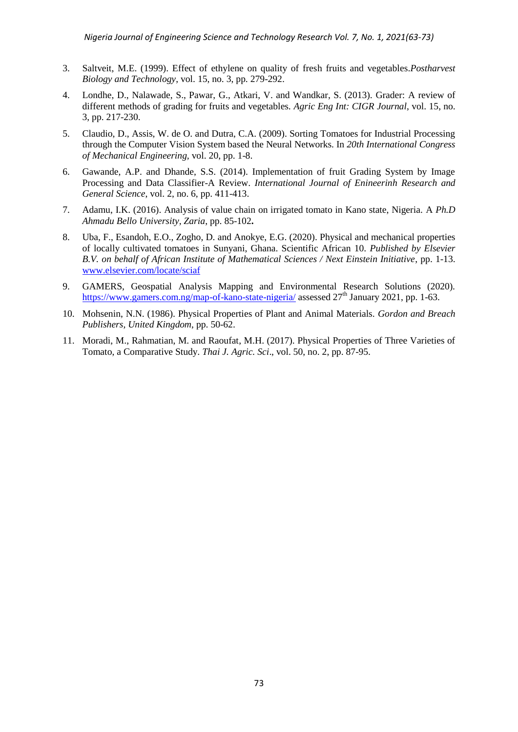3. Saltveit, M.E. (1999). Effect of ethylene on quality of fresh fruits and vegetables.*Postharvest Biology and Technology*, vol. 15, no. 3, pp. 279-292.
4. Londhe, D., Nalawade, S., Pawar, G., Atkari, V. and Wandkar, S. (2013). Grader: A review of different methods of grading for fruits and vegetables. *Agric Eng Int: CIGR Journal*, vol. 15, no. 3, pp. 217-230.
5. Claudio, D., Assis, W. de O. and Dutra, C.A. (2009). Sorting Tomatoes for Industrial Processing through the Computer Vision System based the Neural Networks. In *20th International Congress of Mechanical Engineering*, vol. 20, pp. 1-8.
6. Gawande, A.P. and Dhande, S.S. (2014). Implementation of fruit Grading System by Image Processing and Data Classifier-A Review. *International Journal of Enineerinh Research and General Science*, vol. 2, no. 6, pp. 411-413.
7. Adamu, I.K. (2016). Analysis of value chain on irrigated tomato in Kano state, Nigeria. A *Ph.D Ahmadu Bello University, Zaria*, pp. 85-102**.**
8. Uba, F., Esandoh, E.O., Zogho, D. and Anokye, E.G. (2020). Physical and mechanical properties of locally cultivated tomatoes in Sunyani, Ghana. Scientific African 10. *Published by Elsevier B.V. on behalf of African Institute of Mathematical Sciences / Next Einstein Initiative*, pp. 1-13. www.elsevier.com/locate/sciaf
9. GAMERS, Geospatial Analysis Mapping and Environmental Research Solutions (2020). https://www.gamers.com.ng/map-of-kano-state-nigeria/ assessed 27th January 2021, pp. 1-63.
10. Mohsenin, N.N. (1986). Physical Properties of Plant and Animal Materials. *Gordon and Breach Publishers, United Kingdom*, pp. 50-62.
11. Moradi, M., Rahmatian, M. and Raoufat, M.H. (2017). Physical Properties of Three Varieties of Tomato, a Comparative Study. *Thai J. Agric. Sci*., vol. 50, no. 2, pp. 87-95.